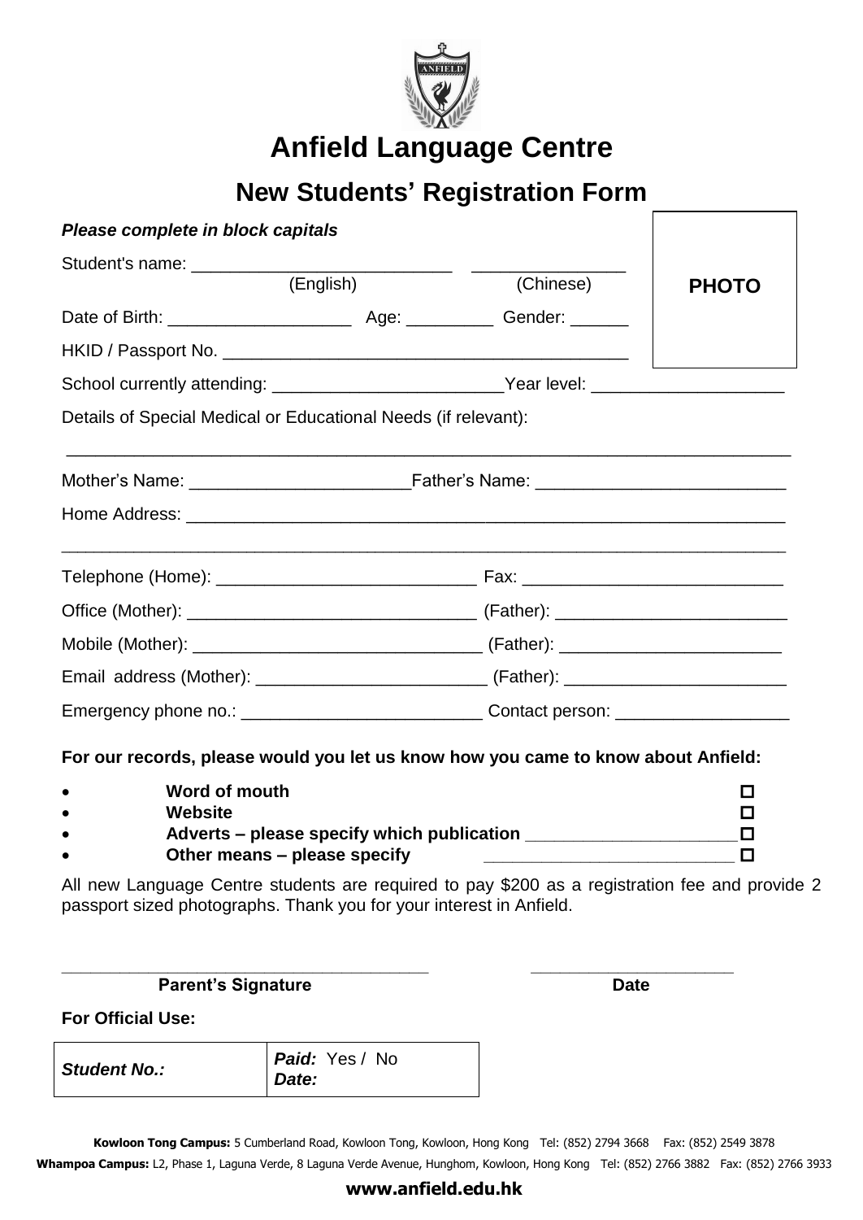# Anfield Language Centre

## New Students' Registration Form

***Please complete in block capitals***

**PHOTO**

Student's name: ___________________________ (English) ________________ (Chinese)

Date of Birth: ___________________ Age: _________ Gender: ______

HKID / Passport No. ___________________________________________

School currently attending: ________________________ Year level: ____________________

Details of Special Medical or Educational Needs (if relevant):

______________________________________________________________________________

Mother's Name: ______________________ Father's Name: _________________________

Home Address: _______________________________________________________________

______________________________________________________________________________

Telephone (Home): ___________________________ Fax: ___________________________

Office (Mother): ______________________________ (Father): ________________________

Mobile (Mother): ______________________________ (Father): _______________________

Email address (Mother): ________________________ (Father): _______________________

Emergency phone no.: _________________________ Contact person: __________________

**For our records, please would you let us know how you came to know about Anfield:**

- **Word of mouth** ☐
- **Website** ☐
- **Adverts – please specify which publication** ______________________ ☐
- **Other means – please specify** __________________________ ☐

All new Language Centre students are required to pay $200 as a registration fee and provide 2 passport sized photographs. Thank you for your interest in Anfield.

________________________________________ ______________________

**Parent's Signature** **Date**

**For Official Use:**

| ***Student No.:*** | ***Paid:*** Yes / No<br>***Date:*** |
|---|---|

**Kowloon Tong Campus:** 5 Cumberland Road, Kowloon Tong, Kowloon, Hong Kong Tel: (852) 2794 3668 Fax: (852) 2549 3878

**Whampoa Campus:** L2, Phase 1, Laguna Verde, 8 Laguna Verde Avenue, Hunghom, Kowloon, Hong Kong Tel: (852) 2766 3882 Fax: (852) 2766 3933

**www.anfield.edu.hk**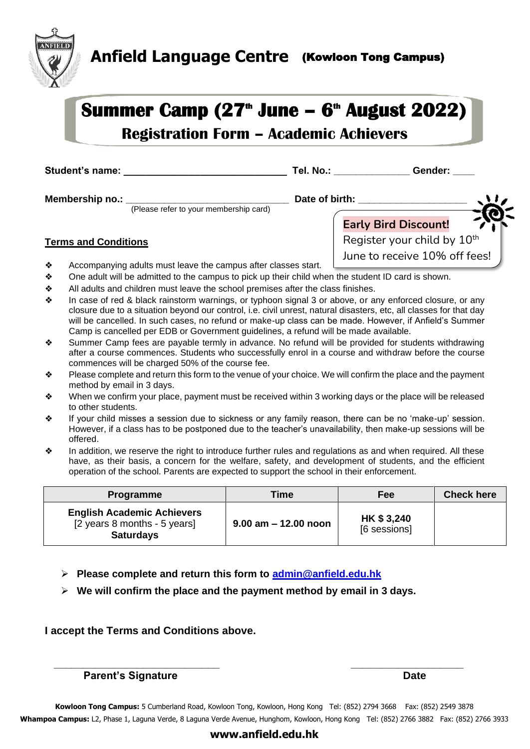# Anfield Language Centre (Kowloon Tong Campus)

## Summer Camp (27th June – 6th August 2022)

### Registration Form – Academic Achievers

**Student's name:** ______________________________ **Tel. No.:** _____________ **Gender:** ____

**Membership no.:** ______________________________ **Date of birth:** ___________________
(Please refer to your membership card)

**Early Bird Discount!**
Register your child by 10th June to receive 10% off fees!

**Terms and Conditions**

- Accompanying adults must leave the campus after classes start.
- One adult will be admitted to the campus to pick up their child when the student ID card is shown.
- All adults and children must leave the school premises after the class finishes.
- In case of red & black rainstorm warnings, or typhoon signal 3 or above, or any enforced closure, or any closure due to a situation beyond our control, i.e. civil unrest, natural disasters, etc, all classes for that day will be cancelled. In such cases, no refund or make-up class can be made. However, if Anfield's Summer Camp is cancelled per EDB or Government guidelines, a refund will be made available.
- Summer Camp fees are payable termly in advance. No refund will be provided for students withdrawing after a course commences. Students who successfully enrol in a course and withdraw before the course commences will be charged 50% of the course fee.
- Please complete and return this form to the venue of your choice. We will confirm the place and the payment method by email in 3 days.
- When we confirm your place, payment must be received within 3 working days or the place will be released to other students.
- If your child misses a session due to sickness or any family reason, there can be no 'make-up' session. However, if a class has to be postponed due to the teacher's unavailability, then make-up sessions will be offered.
- In addition, we reserve the right to introduce further rules and regulations as and when required. All these have, as their basis, a concern for the welfare, safety, and development of students, and the efficient operation of the school. Parents are expected to support the school in their enforcement.

| Programme | Time | Fee | Check here |
|---|---|---|---|
| **English Academic Achievers** [2 years 8 months - 5 years] **Saturdays** | **9.00 am – 12.00 noon** | **HK $ 3,240** [6 sessions] | |

- **Please complete and return this form to admin@anfield.edu.hk**
- **We will confirm the place and the payment method by email in 3 days.**

**I accept the Terms and Conditions above.**

______________________________ ______________________
**Parent's Signature** **Date**

**Kowloon Tong Campus:** 5 Cumberland Road, Kowloon Tong, Kowloon, Hong Kong Tel: (852) 2794 3668 Fax: (852) 2549 3878

**Whampoa Campus:** L2, Phase 1, Laguna Verde, 8 Laguna Verde Avenue, Hunghom, Kowloon, Hong Kong Tel: (852) 2766 3882 Fax: (852) 2766 3933

**www.anfield.edu.hk**